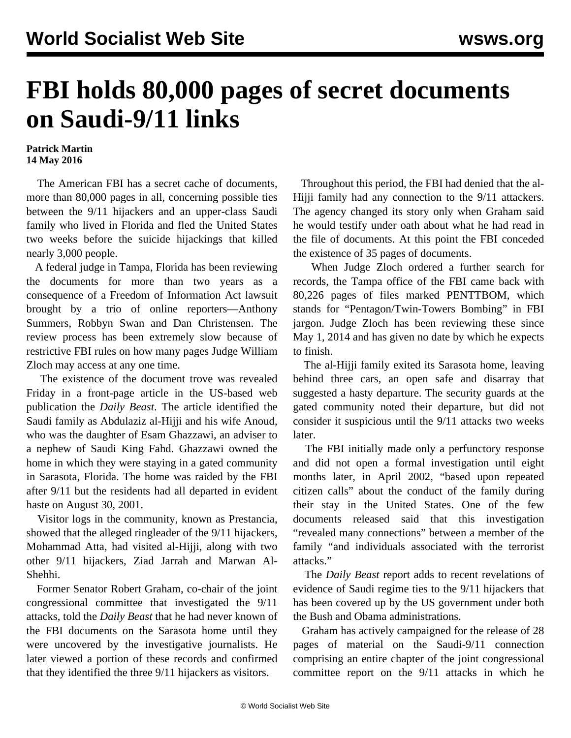# FBI holds 80,000 pages of secret documents on Saudi-9/11 links

**Patrick Martin**
**14 May 2016**

The American FBI has a secret cache of documents, more than 80,000 pages in all, concerning possible ties between the 9/11 hijackers and an upper-class Saudi family who lived in Florida and fled the United States two weeks before the suicide hijackings that killed nearly 3,000 people.

A federal judge in Tampa, Florida has been reviewing the documents for more than two years as a consequence of a Freedom of Information Act lawsuit brought by a trio of online reporters—Anthony Summers, Robbyn Swan and Dan Christensen. The review process has been extremely slow because of restrictive FBI rules on how many pages Judge William Zloch may access at any one time.

The existence of the document trove was revealed Friday in a front-page article in the US-based web publication the *Daily Beast*. The article identified the Saudi family as Abdulaziz al-Hijji and his wife Anoud, who was the daughter of Esam Ghazzawi, an adviser to a nephew of Saudi King Fahd. Ghazzawi owned the home in which they were staying in a gated community in Sarasota, Florida. The home was raided by the FBI after 9/11 but the residents had all departed in evident haste on August 30, 2001.

Visitor logs in the community, known as Prestancia, showed that the alleged ringleader of the 9/11 hijackers, Mohammad Atta, had visited al-Hijji, along with two other 9/11 hijackers, Ziad Jarrah and Marwan Al-Shehhi.

Former Senator Robert Graham, co-chair of the joint congressional committee that investigated the 9/11 attacks, told the *Daily Beast* that he had never known of the FBI documents on the Sarasota home until they were uncovered by the investigative journalists. He later viewed a portion of these records and confirmed that they identified the three 9/11 hijackers as visitors.

Throughout this period, the FBI had denied that the al-Hijji family had any connection to the 9/11 attackers. The agency changed its story only when Graham said he would testify under oath about what he had read in the file of documents. At this point the FBI conceded the existence of 35 pages of documents.

When Judge Zloch ordered a further search for records, the Tampa office of the FBI came back with 80,226 pages of files marked PENTTBOM, which stands for "Pentagon/Twin-Towers Bombing" in FBI jargon. Judge Zloch has been reviewing these since May 1, 2014 and has given no date by which he expects to finish.

The al-Hijji family exited its Sarasota home, leaving behind three cars, an open safe and disarray that suggested a hasty departure. The security guards at the gated community noted their departure, but did not consider it suspicious until the 9/11 attacks two weeks later.

The FBI initially made only a perfunctory response and did not open a formal investigation until eight months later, in April 2002, "based upon repeated citizen calls" about the conduct of the family during their stay in the United States. One of the few documents released said that this investigation "revealed many connections" between a member of the family "and individuals associated with the terrorist attacks."

The *Daily Beast* report adds to recent revelations of evidence of Saudi regime ties to the 9/11 hijackers that has been covered up by the US government under both the Bush and Obama administrations.

Graham has actively campaigned for the release of 28 pages of material on the Saudi-9/11 connection comprising an entire chapter of the joint congressional committee report on the 9/11 attacks in which he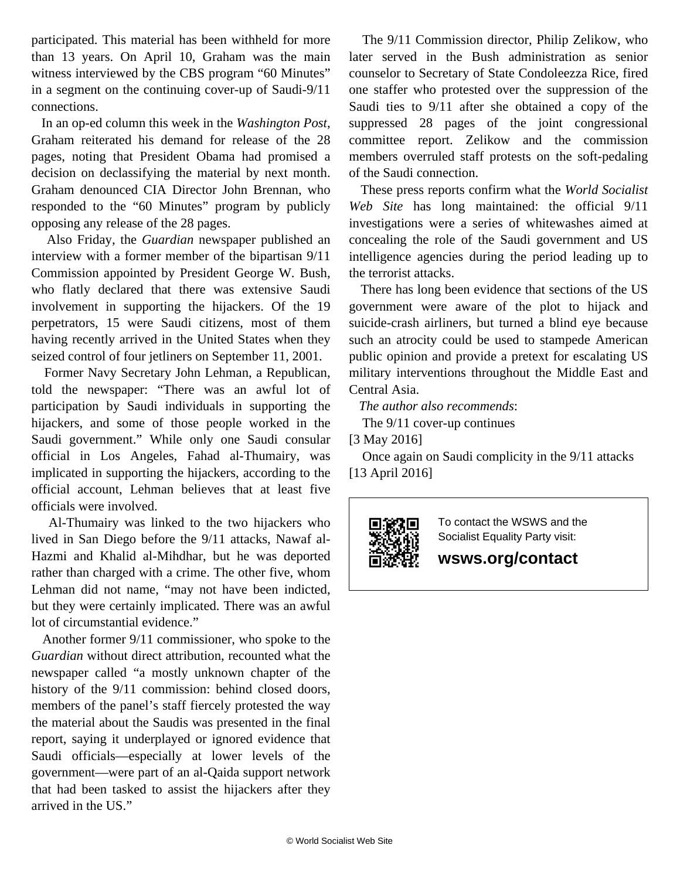participated. This material has been withheld for more than 13 years. On April 10, Graham was the main witness interviewed by the CBS program "60 Minutes" in a segment on the continuing cover-up of Saudi-9/11 connections.

In an op-ed column this week in the *Washington Post*, Graham reiterated his demand for release of the 28 pages, noting that President Obama had promised a decision on declassifying the material by next month. Graham denounced CIA Director John Brennan, who responded to the "60 Minutes" program by publicly opposing any release of the 28 pages.

Also Friday, the *Guardian* newspaper published an interview with a former member of the bipartisan 9/11 Commission appointed by President George W. Bush, who flatly declared that there was extensive Saudi involvement in supporting the hijackers. Of the 19 perpetrators, 15 were Saudi citizens, most of them having recently arrived in the United States when they seized control of four jetliners on September 11, 2001.

Former Navy Secretary John Lehman, a Republican, told the newspaper: "There was an awful lot of participation by Saudi individuals in supporting the hijackers, and some of those people worked in the Saudi government." While only one Saudi consular official in Los Angeles, Fahad al-Thumairy, was implicated in supporting the hijackers, according to the official account, Lehman believes that at least five officials were involved.

Al-Thumairy was linked to the two hijackers who lived in San Diego before the 9/11 attacks, Nawaf al-Hazmi and Khalid al-Mihdhar, but he was deported rather than charged with a crime. The other five, whom Lehman did not name, "may not have been indicted, but they were certainly implicated. There was an awful lot of circumstantial evidence."

Another former 9/11 commissioner, who spoke to the *Guardian* without direct attribution, recounted what the newspaper called "a mostly unknown chapter of the history of the 9/11 commission: behind closed doors, members of the panel's staff fiercely protested the way the material about the Saudis was presented in the final report, saying it underplayed or ignored evidence that Saudi officials—especially at lower levels of the government—were part of an al-Qaida support network that had been tasked to assist the hijackers after they arrived in the US."

The 9/11 Commission director, Philip Zelikow, who later served in the Bush administration as senior counselor to Secretary of State Condoleezza Rice, fired one staffer who protested over the suppression of the Saudi ties to 9/11 after she obtained a copy of the suppressed 28 pages of the joint congressional committee report. Zelikow and the commission members overruled staff protests on the soft-pedaling of the Saudi connection.

These press reports confirm what the *World Socialist Web Site* has long maintained: the official 9/11 investigations were a series of whitewashes aimed at concealing the role of the Saudi government and US intelligence agencies during the period leading up to the terrorist attacks.

There has long been evidence that sections of the US government were aware of the plot to hijack and suicide-crash airliners, but turned a blind eye because such an atrocity could be used to stampede American public opinion and provide a pretext for escalating US military interventions throughout the Middle East and Central Asia.

*The author also recommends*:

The 9/11 cover-up continues
[3 May 2016]

Once again on Saudi complicity in the 9/11 attacks
[13 April 2016]

To contact the WSWS and the Socialist Equality Party visit:

**wsws.org/contact**